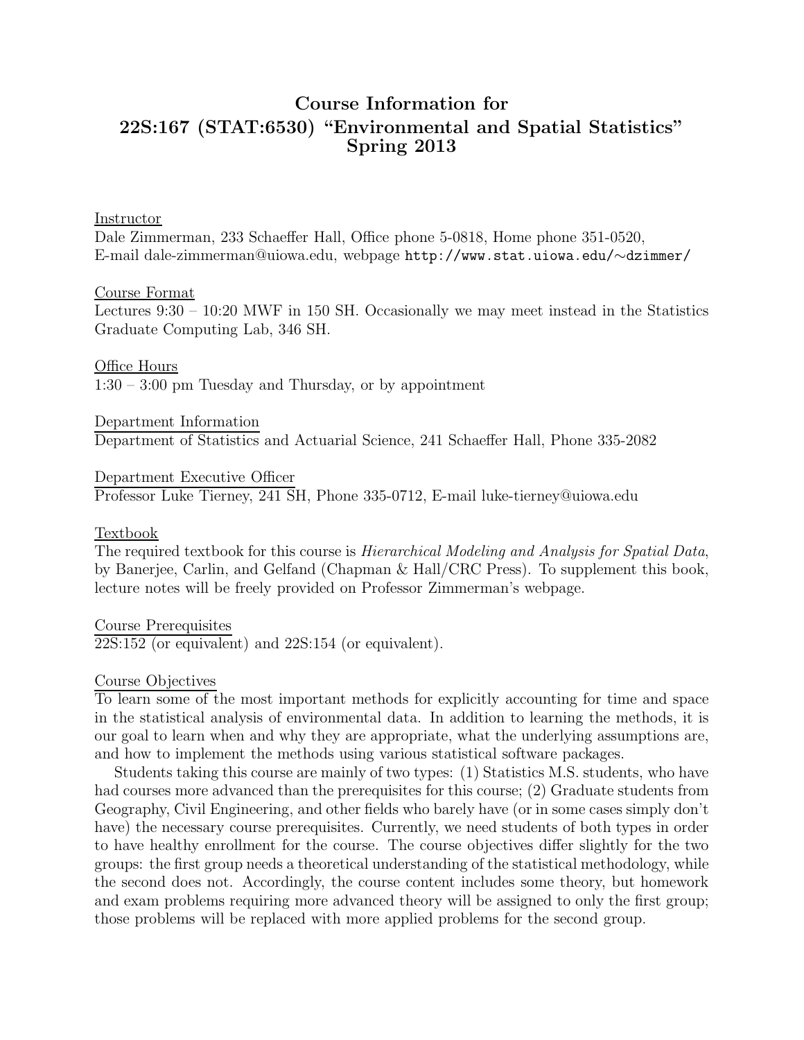# Course Information for 22S:167 (STAT:6530) "Environmental and Spatial Statistics" Spring 2013

Instructor

Dale Zimmerman, 233 Schaeffer Hall, Office phone 5-0818, Home phone 351-0520, E-mail dale-zimmerman@uiowa.edu, webpage http://www.stat.uiowa.edu/∼dzimmer/

Course Format

Lectures 9:30 – 10:20 MWF in 150 SH. Occasionally we may meet instead in the Statistics Graduate Computing Lab, 346 SH.

Office Hours

1:30 – 3:00 pm Tuesday and Thursday, or by appointment

Department Information

Department of Statistics and Actuarial Science, 241 Schaeffer Hall, Phone 335-2082

Department Executive Officer

Professor Luke Tierney, 241 SH, Phone 335-0712, E-mail luke-tierney@uiowa.edu

Textbook

The required textbook for this course is *Hierarchical Modeling and Analysis for Spatial Data*, by Banerjee, Carlin, and Gelfand (Chapman & Hall/CRC Press). To supplement this book, lecture notes will be freely provided on Professor Zimmerman's webpage.

Course Prerequisites

22S:152 (or equivalent) and 22S:154 (or equivalent).

Course Objectives

To learn some of the most important methods for explicitly accounting for time and space in the statistical analysis of environmental data. In addition to learning the methods, it is our goal to learn when and why they are appropriate, what the underlying assumptions are, and how to implement the methods using various statistical software packages.

Students taking this course are mainly of two types: (1) Statistics M.S. students, who have had courses more advanced than the prerequisites for this course; (2) Graduate students from Geography, Civil Engineering, and other fields who barely have (or in some cases simply don't have) the necessary course prerequisites. Currently, we need students of both types in order to have healthy enrollment for the course. The course objectives differ slightly for the two groups: the first group needs a theoretical understanding of the statistical methodology, while the second does not. Accordingly, the course content includes some theory, but homework and exam problems requiring more advanced theory will be assigned to only the first group; those problems will be replaced with more applied problems for the second group.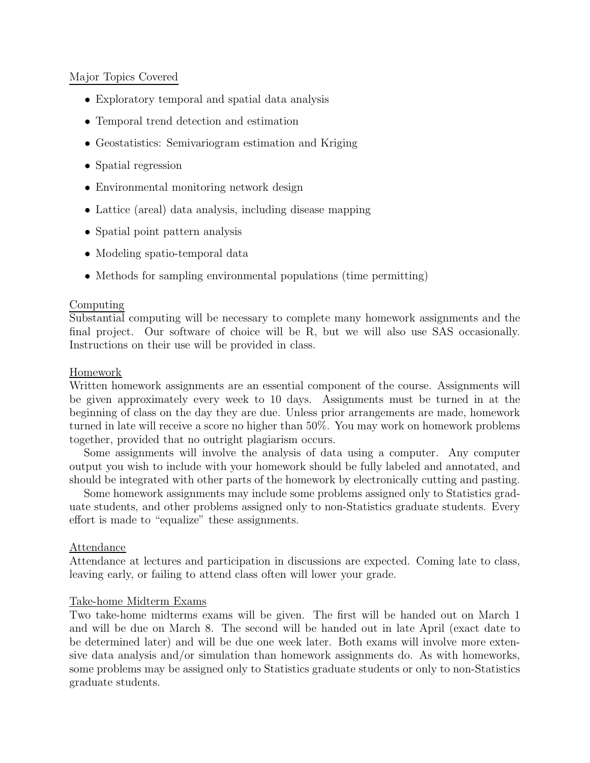Major Topics Covered

- Exploratory temporal and spatial data analysis
- Temporal trend detection and estimation
- Geostatistics: Semivariogram estimation and Kriging
- Spatial regression
- Environmental monitoring network design
- Lattice (areal) data analysis, including disease mapping
- Spatial point pattern analysis
- Modeling spatio-temporal data
- Methods for sampling environmental populations (time permitting)

Computing

Substantial computing will be necessary to complete many homework assignments and the final project. Our software of choice will be R, but we will also use SAS occasionally. Instructions on their use will be provided in class.

Homework

Written homework assignments are an essential component of the course. Assignments will be given approximately every week to 10 days. Assignments must be turned in at the beginning of class on the day they are due. Unless prior arrangements are made, homework turned in late will receive a score no higher than 50%. You may work on homework problems together, provided that no outright plagiarism occurs.

Some assignments will involve the analysis of data using a computer. Any computer output you wish to include with your homework should be fully labeled and annotated, and should be integrated with other parts of the homework by electronically cutting and pasting.

Some homework assignments may include some problems assigned only to Statistics graduate students, and other problems assigned only to non-Statistics graduate students. Every effort is made to "equalize" these assignments.

Attendance

Attendance at lectures and participation in discussions are expected. Coming late to class, leaving early, or failing to attend class often will lower your grade.

Take-home Midterm Exams

Two take-home midterms exams will be given. The first will be handed out on March 1 and will be due on March 8. The second will be handed out in late April (exact date to be determined later) and will be due one week later. Both exams will involve more extensive data analysis and/or simulation than homework assignments do. As with homeworks, some problems may be assigned only to Statistics graduate students or only to non-Statistics graduate students.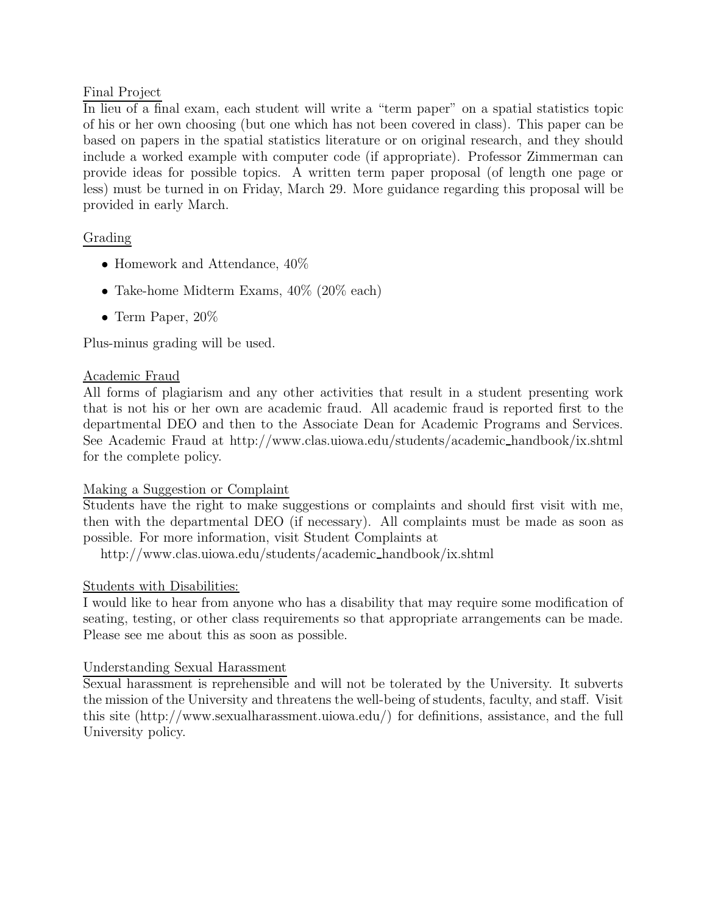## Final Project

In lieu of a final exam, each student will write a "term paper" on a spatial statistics topic of his or her own choosing (but one which has not been covered in class). This paper can be based on papers in the spatial statistics literature or on original research, and they should include a worked example with computer code (if appropriate). Professor Zimmerman can provide ideas for possible topics. A written term paper proposal (of length one page or less) must be turned in on Friday, March 29. More guidance regarding this proposal will be provided in early March.

## Grading

- Homework and Attendance, 40%
- Take-home Midterm Exams, 40% (20% each)
- Term Paper, 20%

Plus-minus grading will be used.

## Academic Fraud

All forms of plagiarism and any other activities that result in a student presenting work that is not his or her own are academic fraud. All academic fraud is reported first to the departmental DEO and then to the Associate Dean for Academic Programs and Services. See Academic Fraud at http://www.clas.uiowa.edu/students/academic_handbook/ix.shtml for the complete policy.

## Making a Suggestion or Complaint

Students have the right to make suggestions or complaints and should first visit with me, then with the departmental DEO (if necessary). All complaints must be made as soon as possible. For more information, visit Student Complaints at

http://www.clas.uiowa.edu/students/academic_handbook/ix.shtml

## Students with Disabilities:

I would like to hear from anyone who has a disability that may require some modification of seating, testing, or other class requirements so that appropriate arrangements can be made. Please see me about this as soon as possible.

## Understanding Sexual Harassment

Sexual harassment is reprehensible and will not be tolerated by the University. It subverts the mission of the University and threatens the well-being of students, faculty, and staff. Visit this site (http://www.sexualharassment.uiowa.edu/) for definitions, assistance, and the full University policy.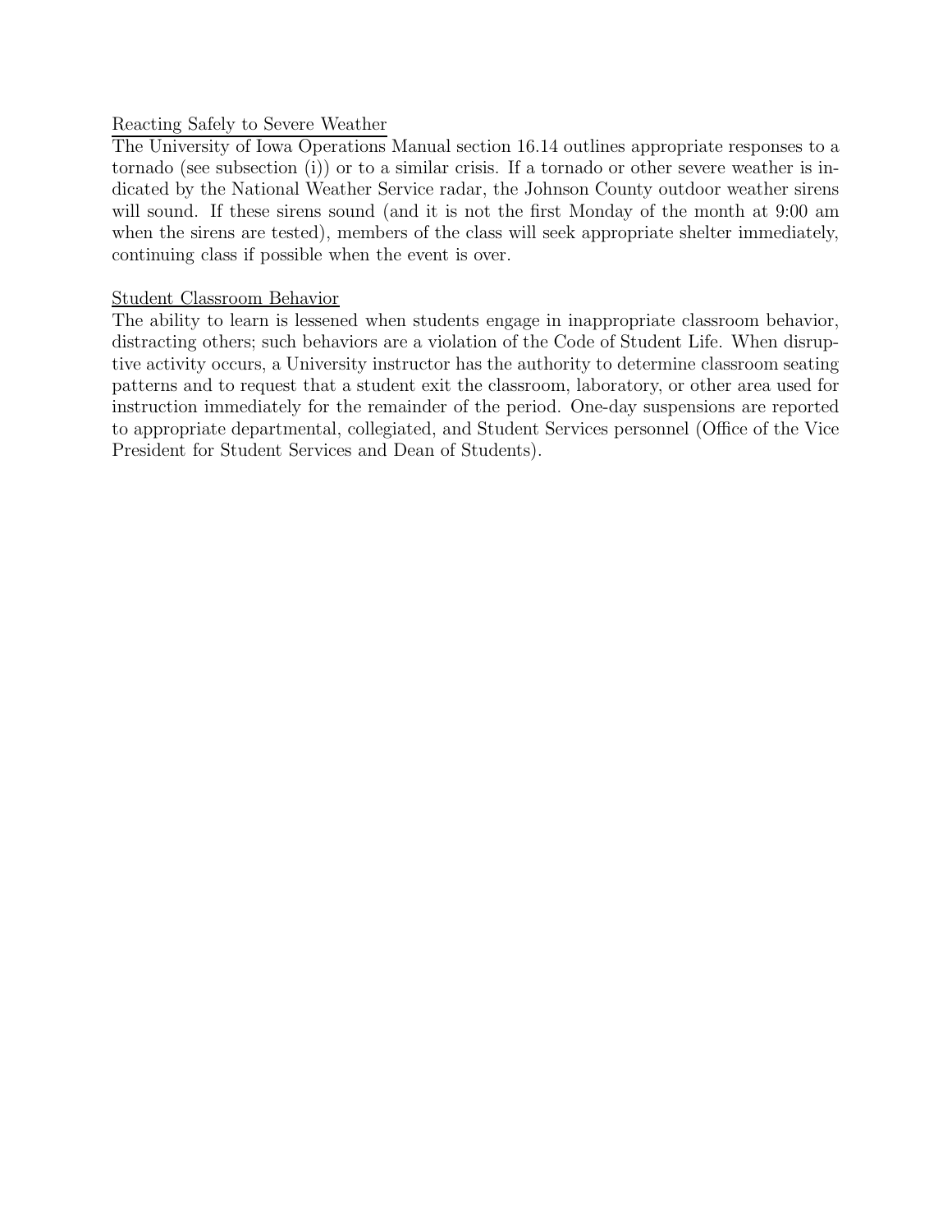Reacting Safely to Severe Weather

The University of Iowa Operations Manual section 16.14 outlines appropriate responses to a tornado (see subsection (i)) or to a similar crisis. If a tornado or other severe weather is indicated by the National Weather Service radar, the Johnson County outdoor weather sirens will sound. If these sirens sound (and it is not the first Monday of the month at 9:00 am when the sirens are tested), members of the class will seek appropriate shelter immediately, continuing class if possible when the event is over.

Student Classroom Behavior

The ability to learn is lessened when students engage in inappropriate classroom behavior, distracting others; such behaviors are a violation of the Code of Student Life. When disruptive activity occurs, a University instructor has the authority to determine classroom seating patterns and to request that a student exit the classroom, laboratory, or other area used for instruction immediately for the remainder of the period. One-day suspensions are reported to appropriate departmental, collegiated, and Student Services personnel (Office of the Vice President for Student Services and Dean of Students).